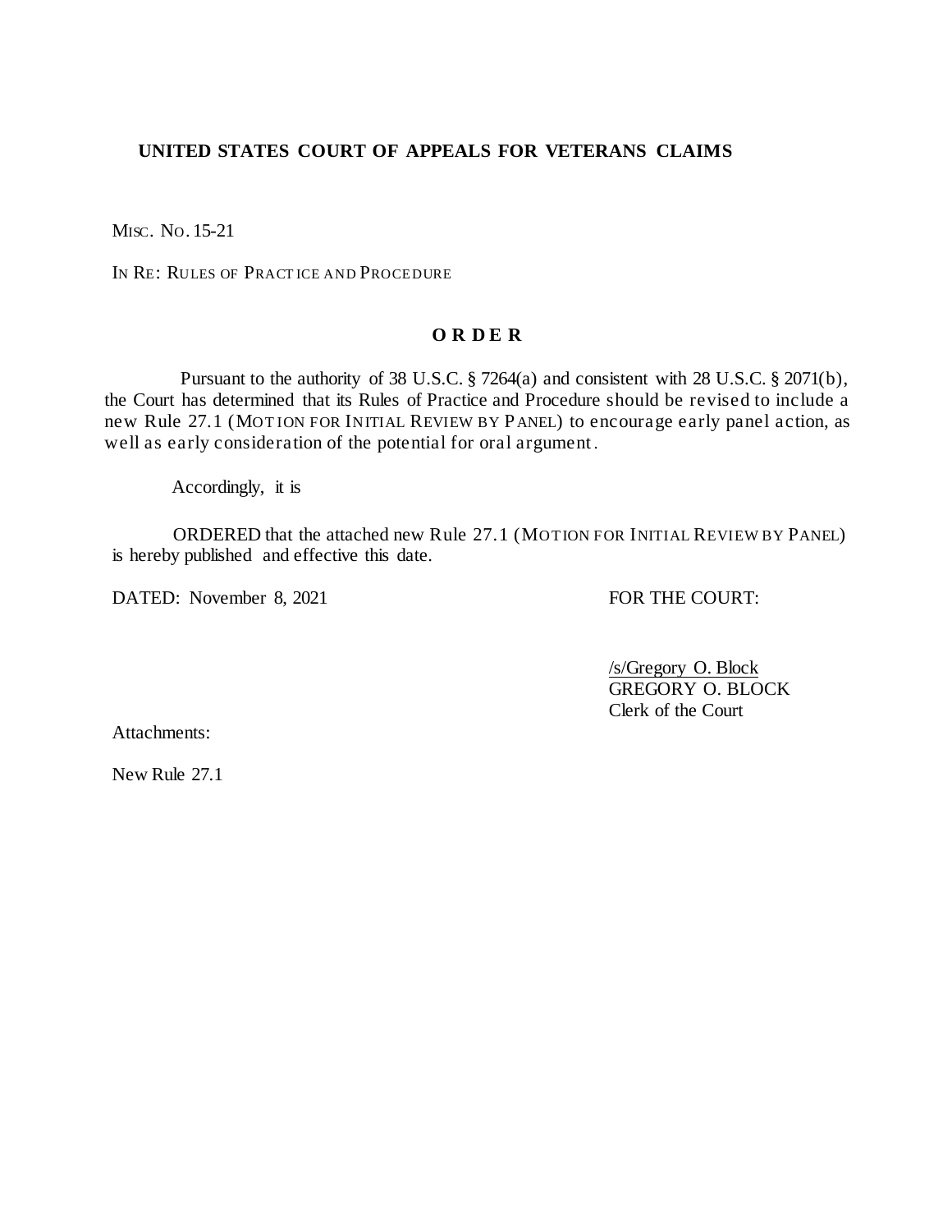# UNITED STATES COURT OF APPEALS FOR VETERANS CLAIMS

MISC. NO. 15-21

IN RE: RULES OF PRACTICE AND PROCEDURE

## O R D E R

Pursuant to the authority of 38 U.S.C. § 7264(a) and consistent with 28 U.S.C. § 2071(b), the Court has determined that its Rules of Practice and Procedure should be revised to include a new Rule 27.1 (MOTION FOR INITIAL REVIEW BY PANEL) to encourage early panel action, as well as early consideration of the potential for oral argument.

Accordingly, it is

ORDERED that the attached new Rule 27.1 (MOTION FOR INITIAL REVIEW BY PANEL) is hereby published and effective this date.

DATED: November 8, 2021

FOR THE COURT:

/s/Gregory O. Block
GREGORY O. BLOCK
Clerk of the Court

Attachments:

New Rule 27.1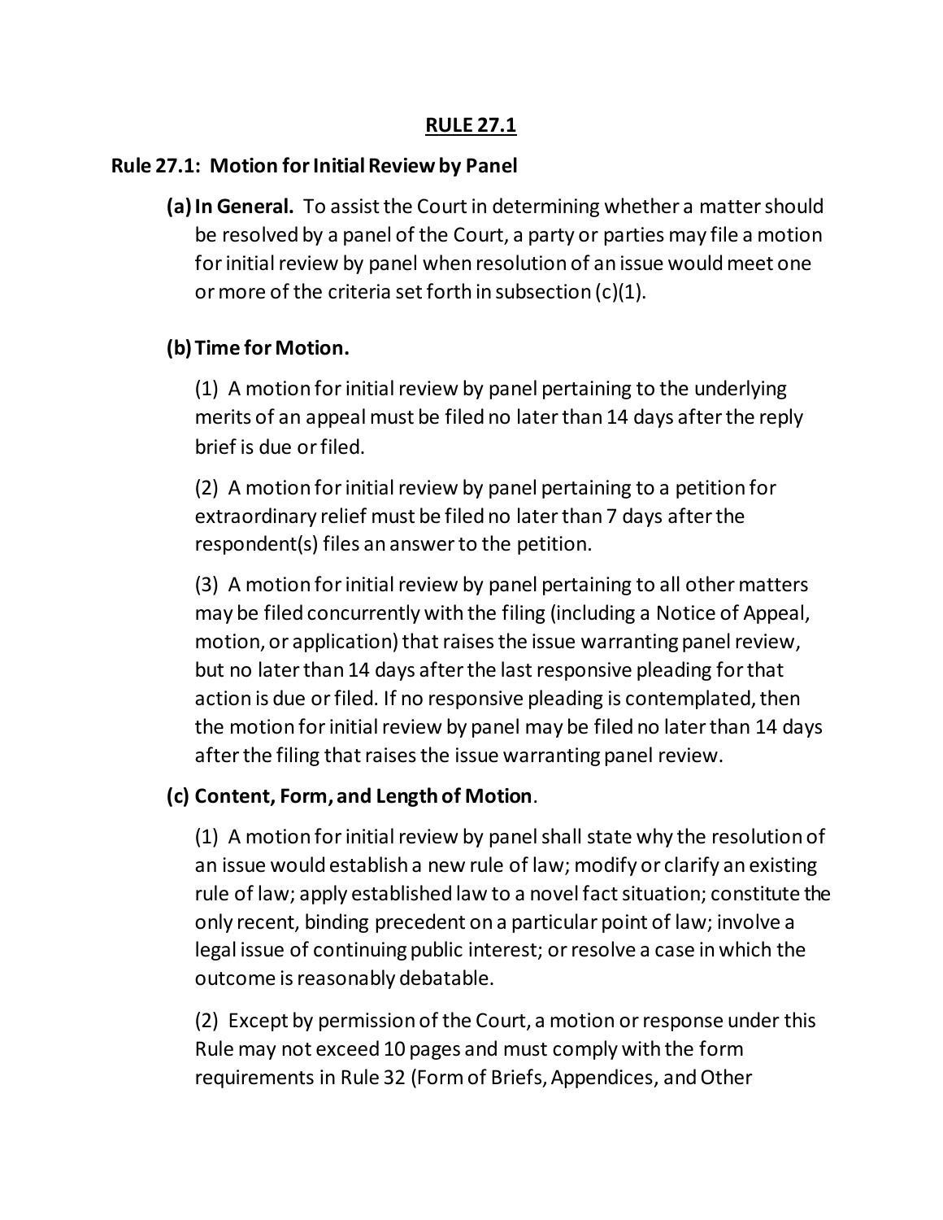# RULE 27.1

## Rule 27.1: Motion for Initial Review by Panel

**(a) In General.** To assist the Court in determining whether a matter should be resolved by a panel of the Court, a party or parties may file a motion for initial review by panel when resolution of an issue would meet one or more of the criteria set forth in subsection (c)(1).

**(b) Time for Motion.**

(1) A motion for initial review by panel pertaining to the underlying merits of an appeal must be filed no later than 14 days after the reply brief is due or filed.

(2) A motion for initial review by panel pertaining to a petition for extraordinary relief must be filed no later than 7 days after the respondent(s) files an answer to the petition.

(3) A motion for initial review by panel pertaining to all other matters may be filed concurrently with the filing (including a Notice of Appeal, motion, or application) that raises the issue warranting panel review, but no later than 14 days after the last responsive pleading for that action is due or filed. If no responsive pleading is contemplated, then the motion for initial review by panel may be filed no later than 14 days after the filing that raises the issue warranting panel review.

**(c) Content, Form, and Length of Motion**.

(1) A motion for initial review by panel shall state why the resolution of an issue would establish a new rule of law; modify or clarify an existing rule of law; apply established law to a novel fact situation; constitute the only recent, binding precedent on a particular point of law; involve a legal issue of continuing public interest; or resolve a case in which the outcome is reasonably debatable.

(2) Except by permission of the Court, a motion or response under this Rule may not exceed 10 pages and must comply with the form requirements in Rule 32 (Form of Briefs, Appendices, and Other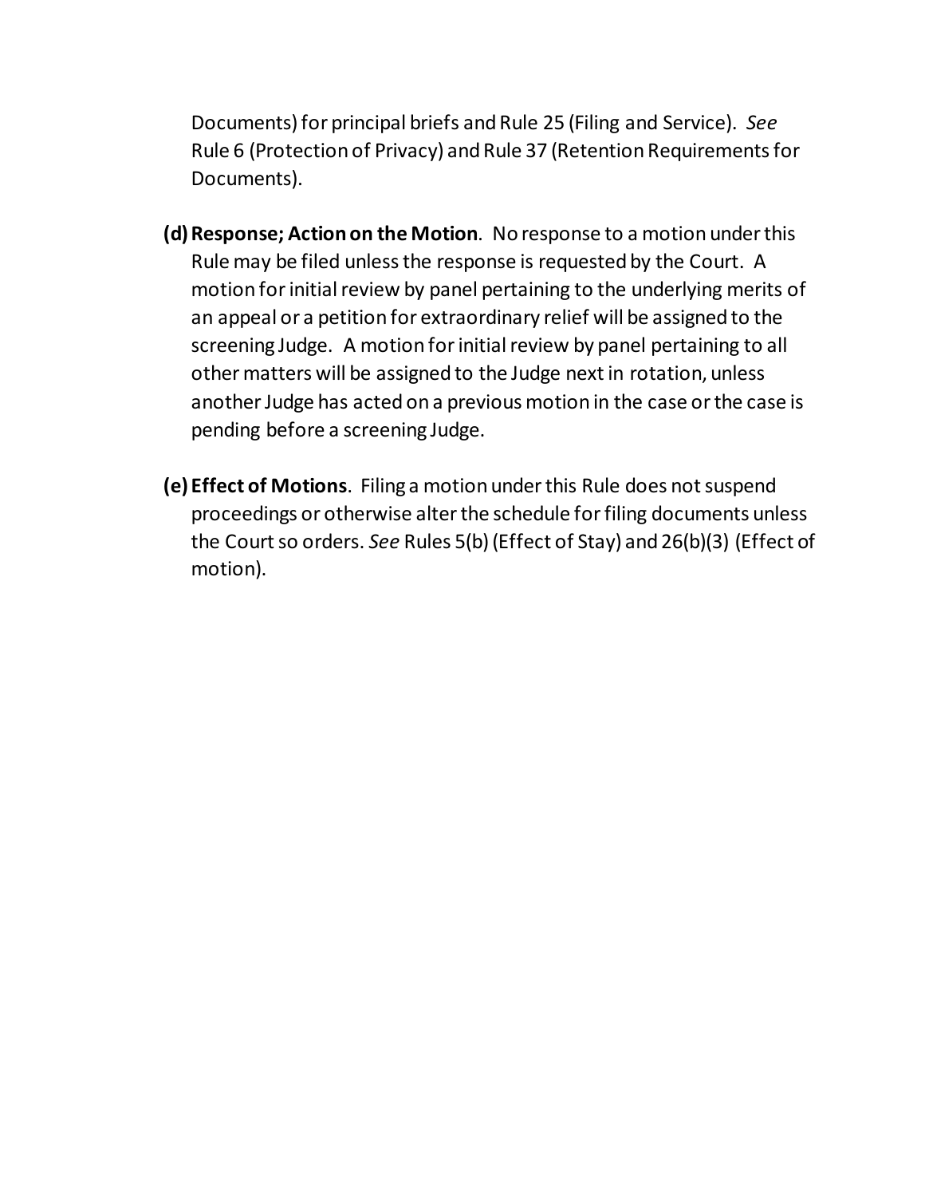Documents) for principal briefs and Rule 25 (Filing and Service). *See* Rule 6 (Protection of Privacy) and Rule 37 (Retention Requirements for Documents).

**(d) Response; Action on the Motion**. No response to a motion under this Rule may be filed unless the response is requested by the Court. A motion for initial review by panel pertaining to the underlying merits of an appeal or a petition for extraordinary relief will be assigned to the screening Judge. A motion for initial review by panel pertaining to all other matters will be assigned to the Judge next in rotation, unless another Judge has acted on a previous motion in the case or the case is pending before a screening Judge.

**(e) Effect of Motions**. Filing a motion under this Rule does not suspend proceedings or otherwise alter the schedule for filing documents unless the Court so orders. *See* Rules 5(b) (Effect of Stay) and 26(b)(3) (Effect of motion).